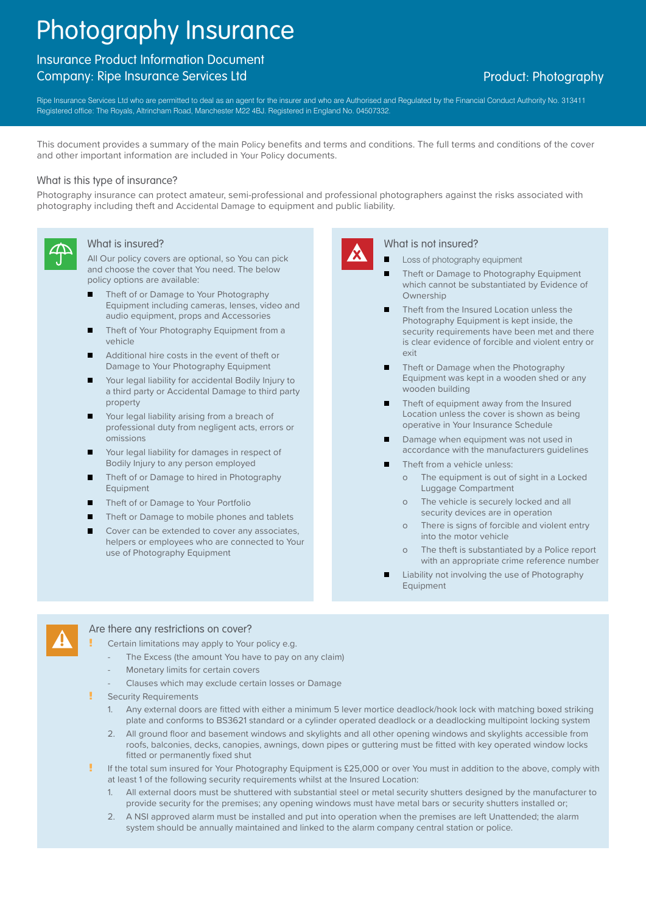# Photography Insurance

## Insurance Product Information Document

**Company: Ripe Insurance Services Ltd**

**Product: Photography**

Ripe Insurance Services Ltd who are permitted to deal as an agent for the insurer and who are Authorised and Regulated by the Financial Conduct Authority No. 313411 Registered office: The Royals, Altrincham Road, Manchester M22 4BJ. Registered in England No. 04507332.

This document provides a summary of the main Policy benefits and terms and conditions. The full terms and conditions of the cover and other important information are included in Your Policy documents.

### What is this type of insurance?

Photography insurance can protect amateur, semi-professional and professional photographers against the risks associated with photography including theft and Accidental Damage to equipment and public liability.

### What is insured?

All Our policy covers are optional, so You can pick and choose the cover that You need. The below policy options are available:

- Theft of or Damage to Your Photography Equipment including cameras, lenses, video and audio equipment, props and Accessories
- Theft of Your Photography Equipment from a vehicle
- Additional hire costs in the event of theft or Damage to Your Photography Equipment
- Your legal liability for accidental Bodily Injury to a third party or Accidental Damage to third party property
- Your legal liability arising from a breach of professional duty from negligent acts, errors or omissions
- Your legal liability for damages in respect of Bodily Injury to any person employed
- Theft of or Damage to hired in Photography Equipment
- Theft of or Damage to Your Portfolio
- Theft or Damage to mobile phones and tablets
- Cover can be extended to cover any associates, helpers or employees who are connected to Your use of Photography Equipment

### What is not insured?

- Loss of photography equipment
- Theft or Damage to Photography Equipment which cannot be substantiated by Evidence of Ownership
- Theft from the Insured Location unless the Photography Equipment is kept inside, the security requirements have been met and there is clear evidence of forcible and violent entry or exit
- Theft or Damage when the Photography Equipment was kept in a wooden shed or any wooden building
- Theft of equipment away from the Insured Location unless the cover is shown as being operative in Your Insurance Schedule
- Damage when equipment was not used in accordance with the manufacturers guidelines
- Theft from a vehicle unless:
  - The equipment is out of sight in a Locked Luggage Compartment
  - The vehicle is securely locked and all security devices are in operation
  - There is signs of forcible and violent entry into the motor vehicle
  - The theft is substantiated by a Police report with an appropriate crime reference number
- Liability not involving the use of Photography Equipment

### Are there any restrictions on cover?

- ! Certain limitations may apply to Your policy e.g.
  - The Excess (the amount You have to pay on any claim)
  - Monetary limits for certain covers
  - Clauses which may exclude certain losses or Damage
- ! Security Requirements
  1. Any external doors are fitted with either a minimum 5 lever mortice deadlock/hook lock with matching boxed striking plate and conforms to BS3621 standard or a cylinder operated deadlock or a deadlocking multipoint locking system
  2. All ground floor and basement windows and skylights and all other opening windows and skylights accessible from roofs, balconies, decks, canopies, awnings, down pipes or guttering must be fitted with key operated window locks fitted or permanently fixed shut
- ! If the total sum insured for Your Photography Equipment is £25,000 or over You must in addition to the above, comply with at least 1 of the following security requirements whilst at the Insured Location:
  1. All external doors must be shuttered with substantial steel or metal security shutters designed by the manufacturer to provide security for the premises; any opening windows must have metal bars or security shutters installed or;
  2. A NSI approved alarm must be installed and put into operation when the premises are left Unattended; the alarm system should be annually maintained and linked to the alarm company central station or police.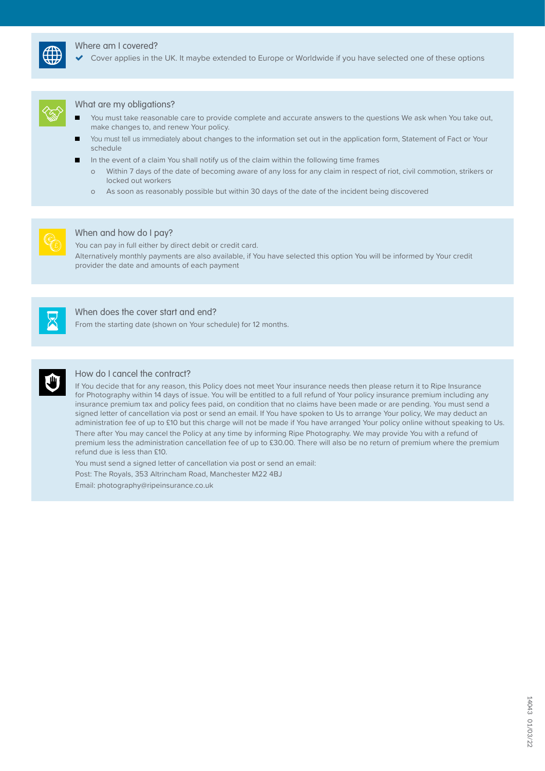## Where am I covered?

- ✔ Cover applies in the UK. It maybe extended to Europe or Worldwide if you have selected one of these options

## What are my obligations?

- You must take reasonable care to provide complete and accurate answers to the questions We ask when You take out, make changes to, and renew Your policy.
- You must tell us immediately about changes to the information set out in the application form, Statement of Fact or Your schedule
- In the event of a claim You shall notify us of the claim within the following time frames
  - Within 7 days of the date of becoming aware of any loss for any claim in respect of riot, civil commotion, strikers or locked out workers
  - As soon as reasonably possible but within 30 days of the date of the incident being discovered

## When and how do I pay?

You can pay in full either by direct debit or credit card.

Alternatively monthly payments are also available, if You have selected this option You will be informed by Your credit provider the date and amounts of each payment

## When does the cover start and end?

From the starting date (shown on Your schedule) for 12 months.

## How do I cancel the contract?

If You decide that for any reason, this Policy does not meet Your insurance needs then please return it to Ripe Insurance for Photography within 14 days of issue. You will be entitled to a full refund of Your policy insurance premium including any insurance premium tax and policy fees paid, on condition that no claims have been made or are pending. You must send a signed letter of cancellation via post or send an email. If You have spoken to Us to arrange Your policy, We may deduct an administration fee of up to £10 but this charge will not be made if You have arranged Your policy online without speaking to Us.

There after You may cancel the Policy at any time by informing Ripe Photography. We may provide You with a refund of premium less the administration cancellation fee of up to £30.00. There will also be no return of premium where the premium refund due is less than £10.

You must send a signed letter of cancellation via post or send an email:

Post: The Royals, 353 Altrincham Road, Manchester M22 4BJ

Email: photography@ripeinsurance.co.uk

14043 01/03/22